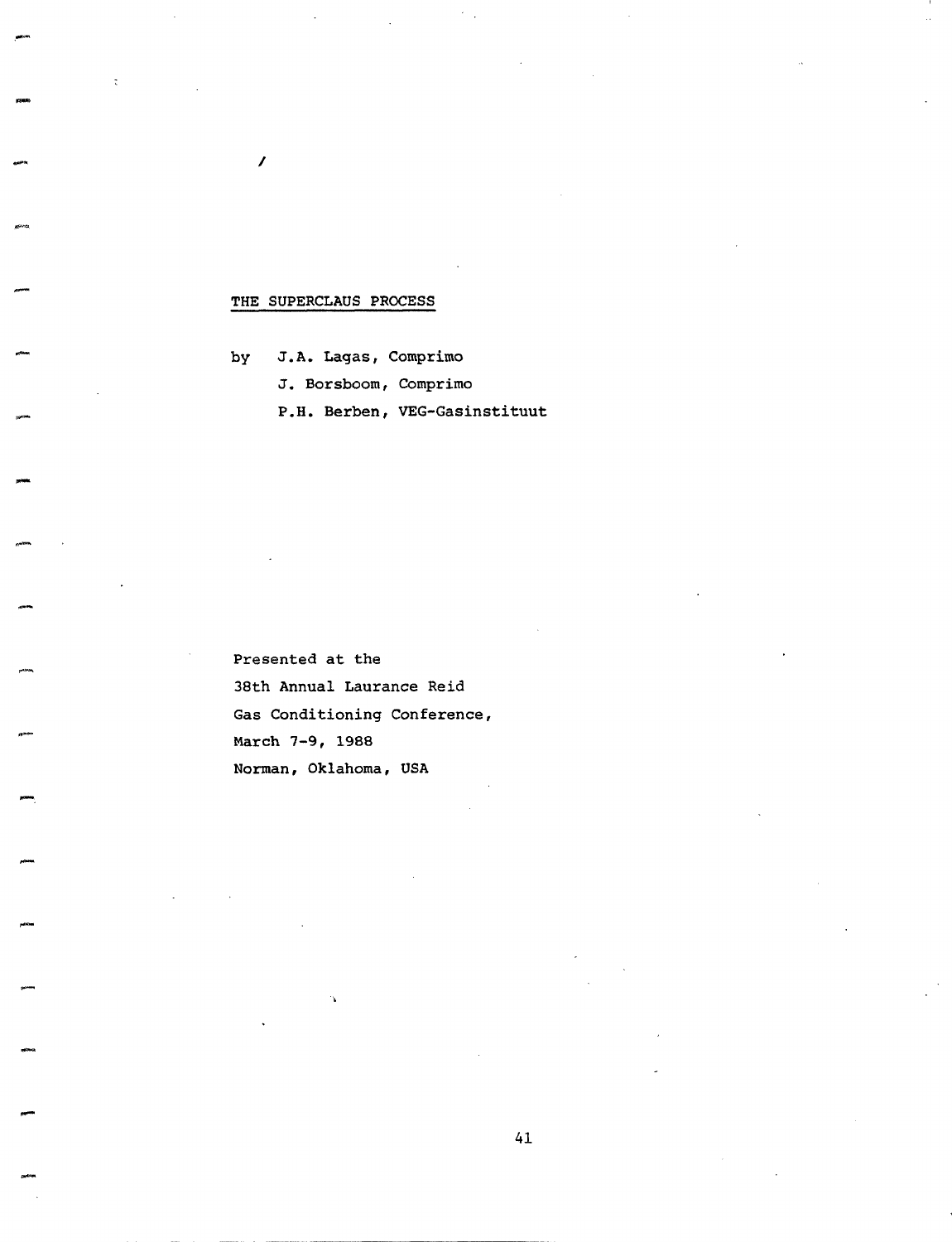# THE SUPERCLAUS PROCESS

by J.A. Lagas, Comprimo

J. Borsboom, Comprimo

P.H. Berben, VEG-Gasinstituut

Presented at the
38th Annual Laurance Reid
Gas Conditioning Conference,
March 7-9, 1988
Norman, Oklahoma, USA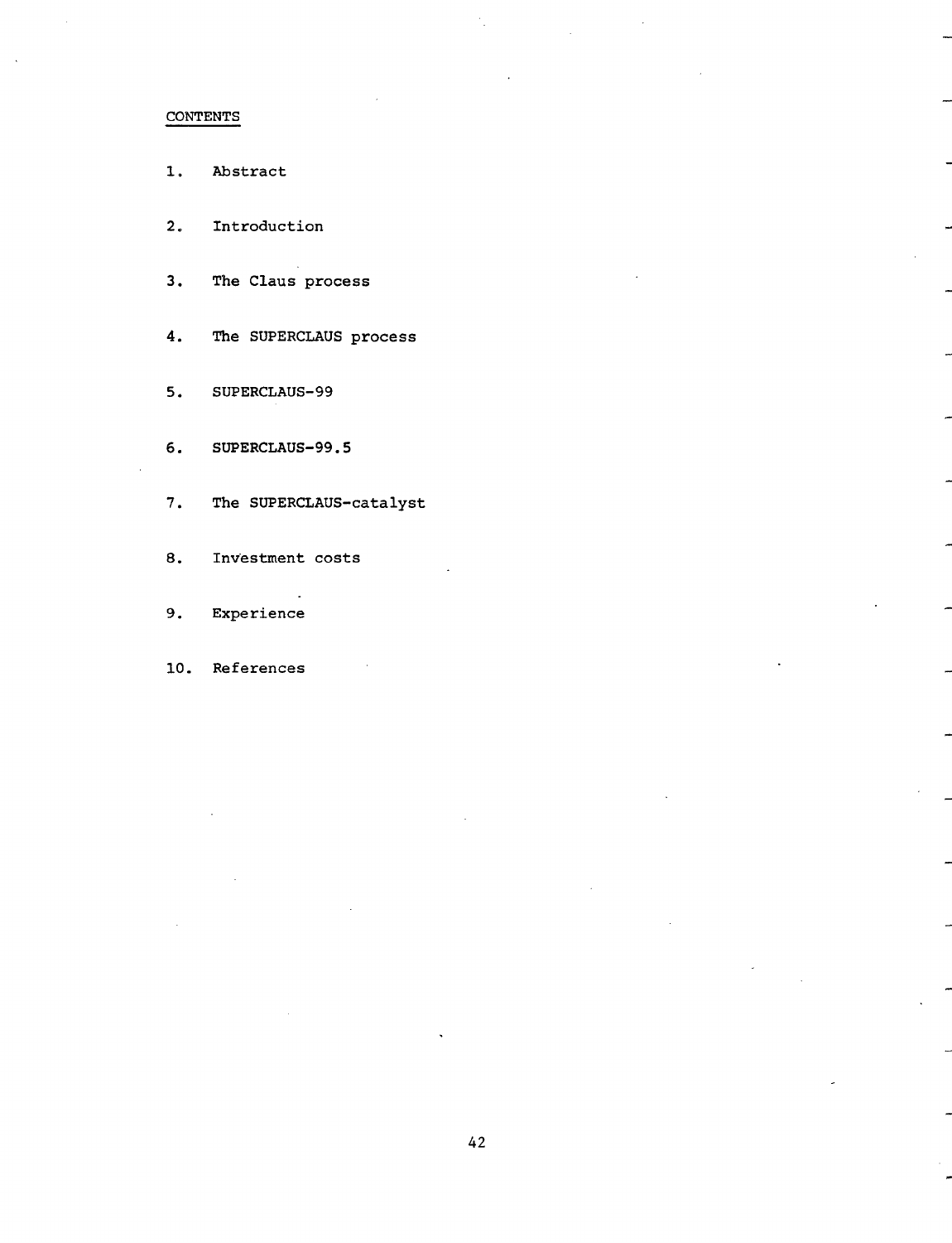## CONTENTS

1. Abstract
2. Introduction
3. The Claus process
4. The SUPERCLAUS process
5. SUPERCLAUS-99
6. SUPERCLAUS-99.5
7. The SUPERCLAUS-catalyst
8. Investment costs
9. Experience
10. References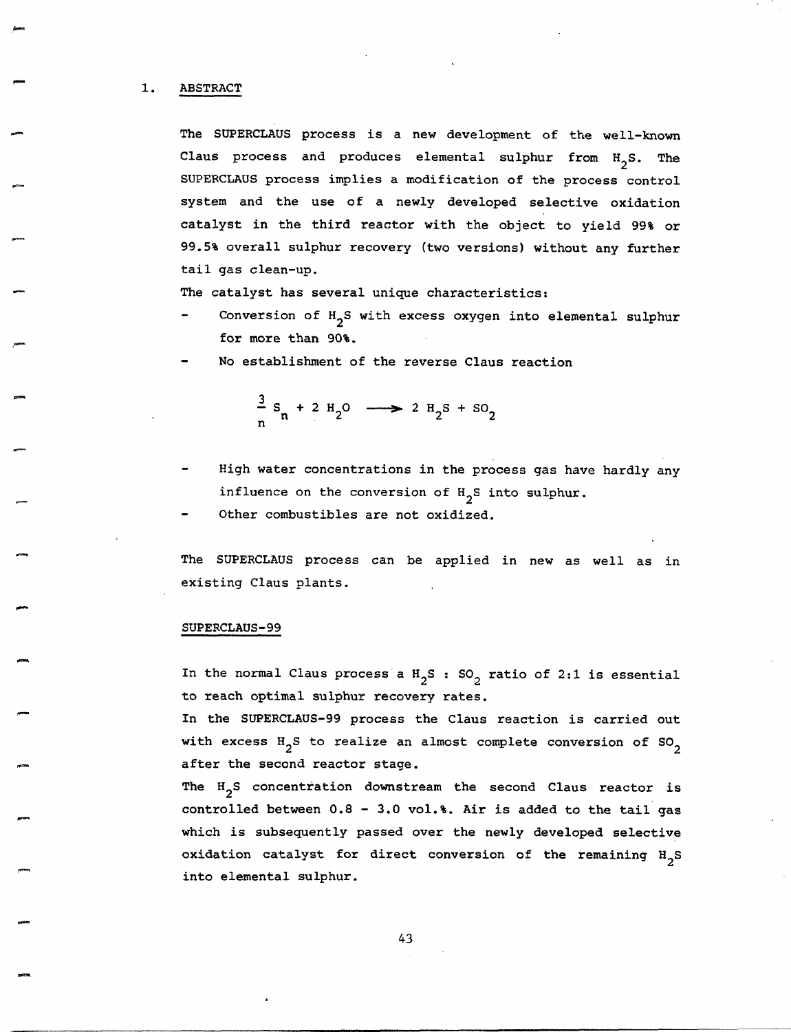## 1. ABSTRACT

The SUPERCLAUS process is a new development of the well-known Claus process and produces elemental sulphur from $H_2S$. The SUPERCLAUS process implies a modification of the process control system and the use of a newly developed selective oxidation catalyst in the third reactor with the object to yield 99% or 99.5% overall sulphur recovery (two versions) without any further tail gas clean-up.

The catalyst has several unique characteristics:

- Conversion of $H_2S$ with excess oxygen into elemental sulphur for more than 90%.
- No establishment of the reverse Claus reaction

$$\frac{3}{n} S_n + 2\ H_2O \longrightarrow 2\ H_2S + SO_2$$

- High water concentrations in the process gas have hardly any influence on the conversion of $H_2S$ into sulphur.
- Other combustibles are not oxidized.

The SUPERCLAUS process can be applied in new as well as in existing Claus plants.

### SUPERCLAUS-99

In the normal Claus process a $H_2S$ : $SO_2$ ratio of 2:1 is essential to reach optimal sulphur recovery rates.

In the SUPERCLAUS-99 process the Claus reaction is carried out with excess $H_2S$ to realize an almost complete conversion of $SO_2$ after the second reactor stage.

The $H_2S$ concentration downstream the second Claus reactor is controlled between 0.8 - 3.0 vol.%. Air is added to the tail gas which is subsequently passed over the newly developed selective oxidation catalyst for direct conversion of the remaining $H_2S$ into elemental sulphur.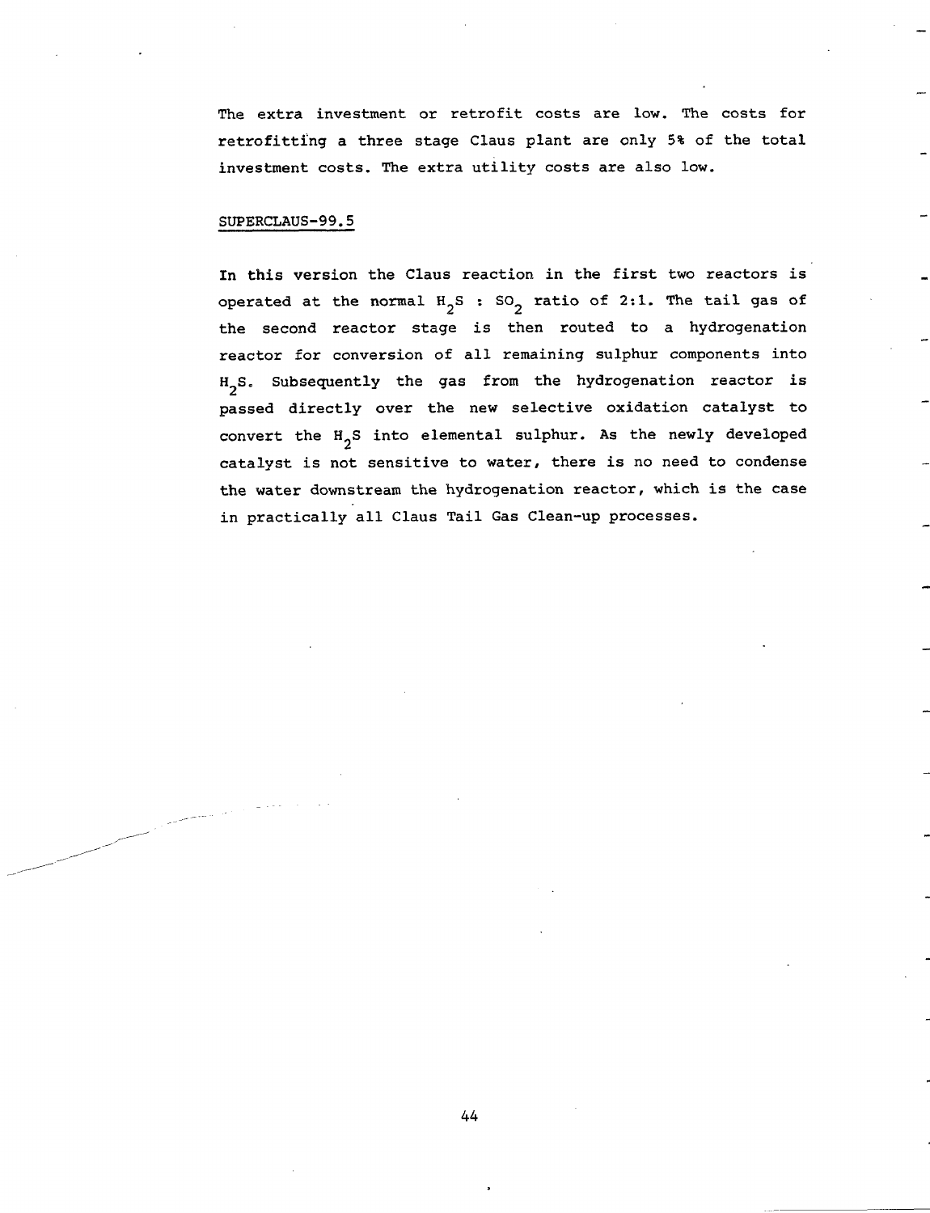The extra investment or retrofit costs are low. The costs for retrofitting a three stage Claus plant are only 5% of the total investment costs. The extra utility costs are also low.

## SUPERCLAUS-99.5

In this version the Claus reaction in the first two reactors is operated at the normal $H_2S$ : $SO_2$ ratio of 2:1. The tail gas of the second reactor stage is then routed to a hydrogenation reactor for conversion of all remaining sulphur components into $H_2S$. Subsequently the gas from the hydrogenation reactor is passed directly over the new selective oxidation catalyst to convert the $H_2S$ into elemental sulphur. As the newly developed catalyst is not sensitive to water, there is no need to condense the water downstream the hydrogenation reactor, which is the case in practically all Claus Tail Gas Clean-up processes.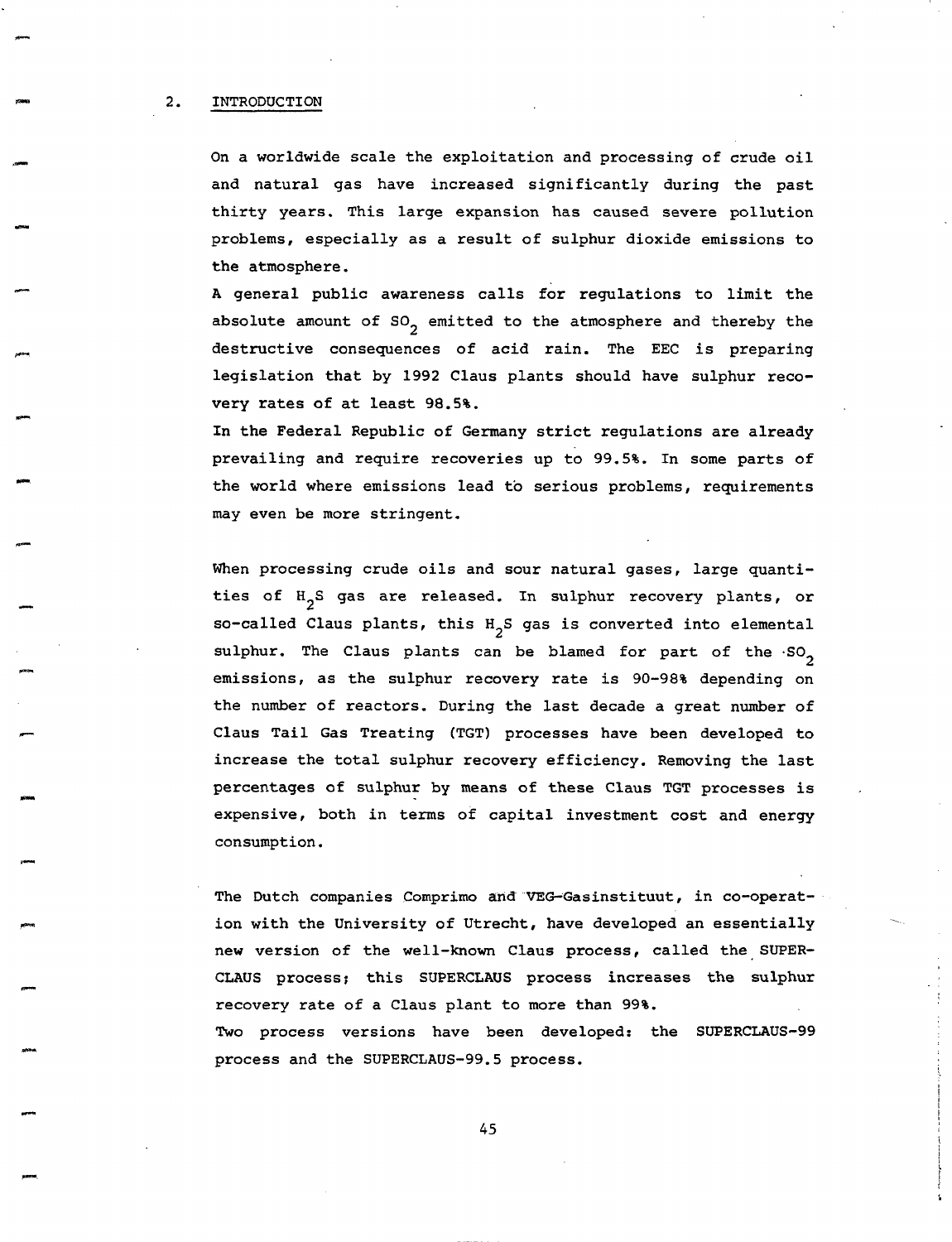## 2. INTRODUCTION

On a worldwide scale the exploitation and processing of crude oil and natural gas have increased significantly during the past thirty years. This large expansion has caused severe pollution problems, especially as a result of sulphur dioxide emissions to the atmosphere.

A general public awareness calls for regulations to limit the absolute amount of $SO_2$ emitted to the atmosphere and thereby the destructive consequences of acid rain. The EEC is preparing legislation that by 1992 Claus plants should have sulphur recovery rates of at least 98.5%.

In the Federal Republic of Germany strict regulations are already prevailing and require recoveries up to 99.5%. In some parts of the world where emissions lead to serious problems, requirements may even be more stringent.

When processing crude oils and sour natural gases, large quantities of $H_2S$ gas are released. In sulphur recovery plants, or so-called Claus plants, this $H_2S$ gas is converted into elemental sulphur. The Claus plants can be blamed for part of the $SO_2$ emissions, as the sulphur recovery rate is 90-98% depending on the number of reactors. During the last decade a great number of Claus Tail Gas Treating (TGT) processes have been developed to increase the total sulphur recovery efficiency. Removing the last percentages of sulphur by means of these Claus TGT processes is expensive, both in terms of capital investment cost and energy consumption.

The Dutch companies Comprimo and VEG-Gasinstituut, in co-operation with the University of Utrecht, have developed an essentially new version of the well-known Claus process, called the SUPERCLAUS process; this SUPERCLAUS process increases the sulphur recovery rate of a Claus plant to more than 99%.

Two process versions have been developed: the SUPERCLAUS-99 process and the SUPERCLAUS-99.5 process.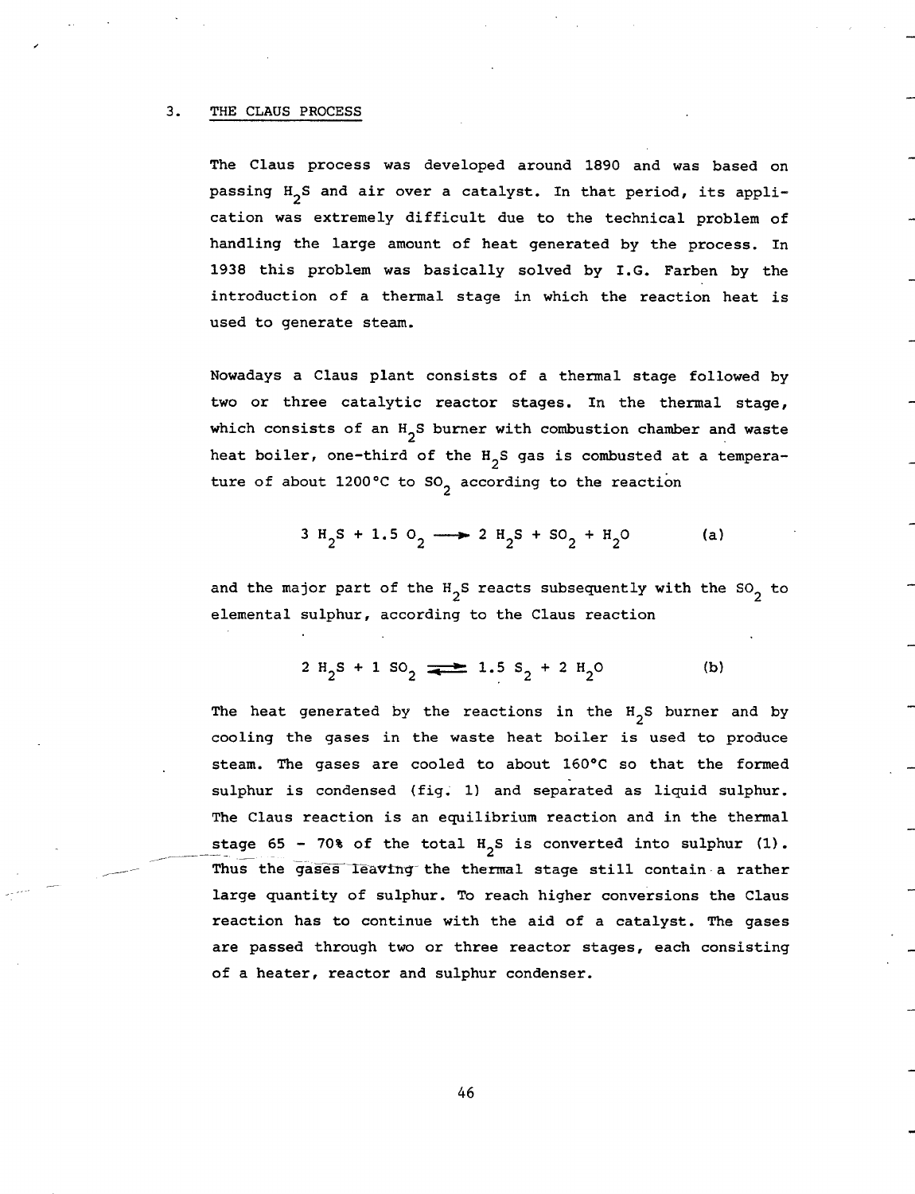## 3. THE CLAUS PROCESS

The Claus process was developed around 1890 and was based on passing $H_2S$ and air over a catalyst. In that period, its application was extremely difficult due to the technical problem of handling the large amount of heat generated by the process. In 1938 this problem was basically solved by I.G. Farben by the introduction of a thermal stage in which the reaction heat is used to generate steam.

Nowadays a Claus plant consists of a thermal stage followed by two or three catalytic reactor stages. In the thermal stage, which consists of an $H_2S$ burner with combustion chamber and waste heat boiler, one-third of the $H_2S$ gas is combusted at a temperature of about 1200°C to $SO_2$ according to the reaction

$$3\ H_2S + 1.5\ O_2 \longrightarrow 2\ H_2S + SO_2 + H_2O \qquad \text{(a)}$$

and the major part of the $H_2S$ reacts subsequently with the $SO_2$ to elemental sulphur, according to the Claus reaction

$$2\ H_2S + 1\ SO_2 \rightleftharpoons 1.5\ S_2 + 2\ H_2O \qquad \text{(b)}$$

The heat generated by the reactions in the $H_2S$ burner and by cooling the gases in the waste heat boiler is used to produce steam. The gases are cooled to about 160°C so that the formed sulphur is condensed (fig. 1) and separated as liquid sulphur. The Claus reaction is an equilibrium reaction and in the thermal stage 65 - 70% of the total $H_2S$ is converted into sulphur (1). Thus the gases leaving the thermal stage still contain a rather large quantity of sulphur. To reach higher conversions the Claus reaction has to continue with the aid of a catalyst. The gases are passed through two or three reactor stages, each consisting of a heater, reactor and sulphur condenser.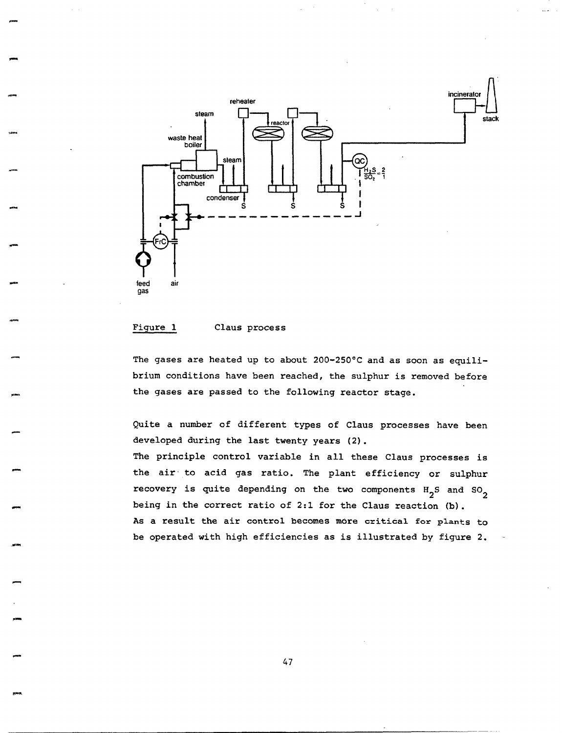Figure 1 Claus process

The gases are heated up to about 200-250°C and as soon as equilibrium conditions have been reached, the sulphur is removed before the gases are passed to the following reactor stage.

Quite a number of different types of Claus processes have been developed during the last twenty years (2).
The principle control variable in all these Claus processes is the air to acid gas ratio. The plant efficiency or sulphur recovery is quite depending on the two components $H_2S$ and $SO_2$ being in the correct ratio of 2:1 for the Claus reaction (b).
As a result the air control becomes more critical for plants to be operated with high efficiencies as is illustrated by figure 2.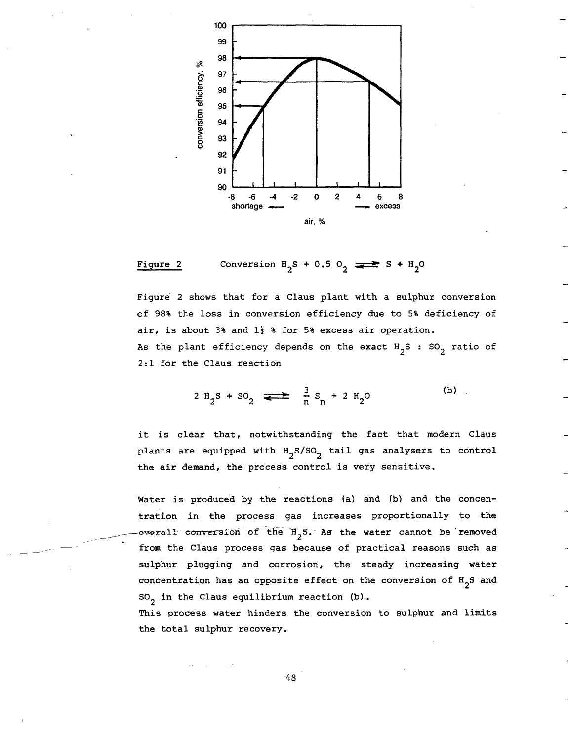**Figure 2** Conversion $H_2S + 0.5\ O_2 \rightleftharpoons S + H_2O$

Figure 2 shows that for a Claus plant with a sulphur conversion of 98% the loss in conversion efficiency due to 5% deficiency of air, is about 3% and 1½ % for 5% excess air operation.
As the plant efficiency depends on the exact $H_2S$ : $SO_2$ ratio of 2:1 for the Claus reaction

$$2\ H_2S + SO_2 \rightleftharpoons \frac{3}{n} S_n + 2\ H_2O \qquad \text{(b)}$$

it is clear that, notwithstanding the fact that modern Claus plants are equipped with $H_2S/SO_2$ tail gas analysers to control the air demand, the process control is very sensitive.

Water is produced by the reactions (a) and (b) and the concentration in the process gas increases proportionally to the overall conversion of the $H_2S$. As the water cannot be removed from the Claus process gas because of practical reasons such as sulphur plugging and corrosion, the steady increasing water concentration has an opposite effect on the conversion of $H_2S$ and $SO_2$ in the Claus equilibrium reaction (b).
This process water hinders the conversion to sulphur and limits the total sulphur recovery.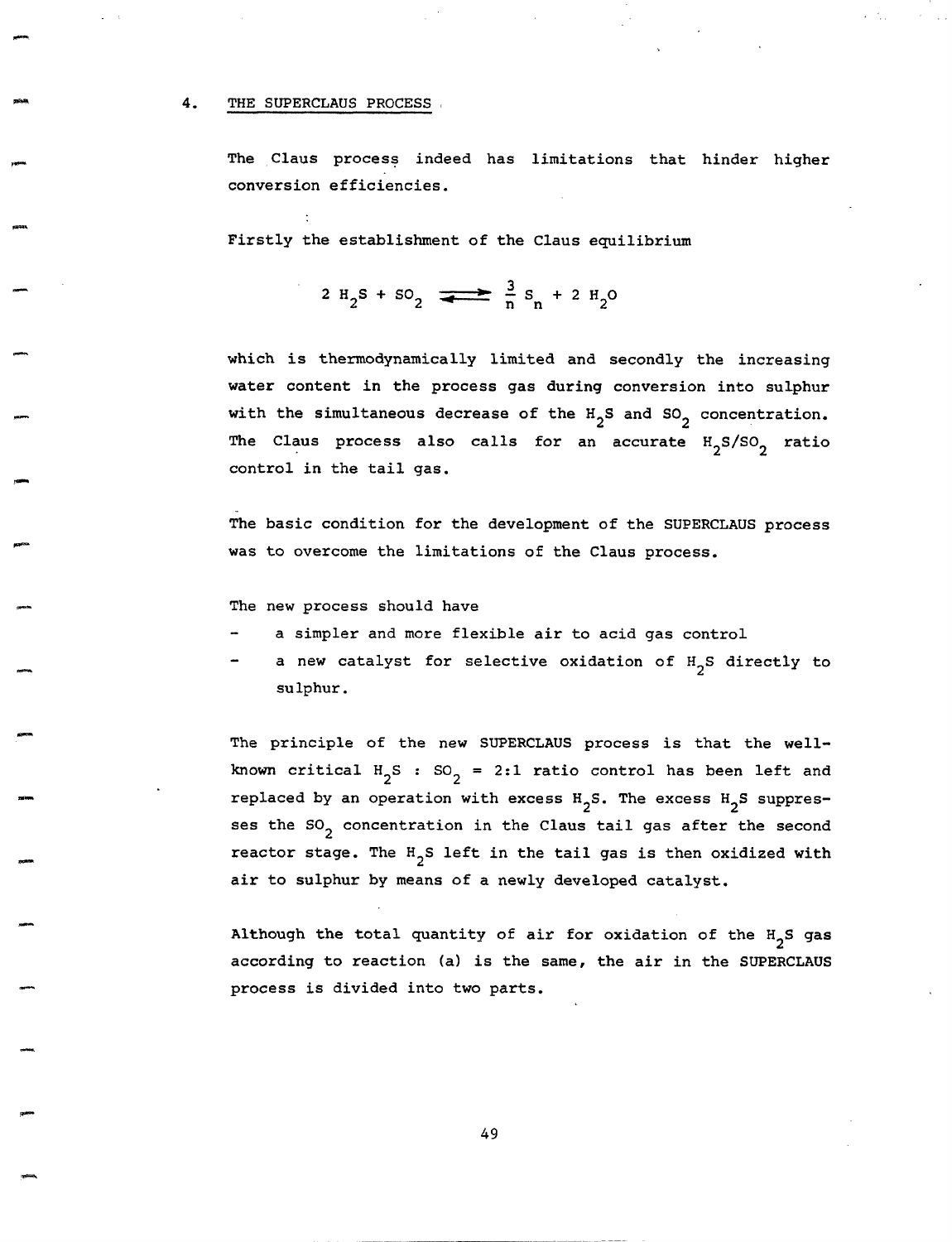## 4. THE SUPERCLAUS PROCESS

The Claus process indeed has limitations that hinder higher conversion efficiencies.

Firstly the establishment of the Claus equilibrium

$$2\ H_2S + SO_2 \rightleftharpoons \frac{3}{n} S_n + 2\ H_2O$$

which is thermodynamically limited and secondly the increasing water content in the process gas during conversion into sulphur with the simultaneous decrease of the $H_2S$ and $SO_2$ concentration. The Claus process also calls for an accurate $H_2S/SO_2$ ratio control in the tail gas.

The basic condition for the development of the SUPERCLAUS process was to overcome the limitations of the Claus process.

The new process should have

- a simpler and more flexible air to acid gas control
- a new catalyst for selective oxidation of $H_2S$ directly to sulphur.

The principle of the new SUPERCLAUS process is that the well-known critical $H_2S : SO_2 = 2:1$ ratio control has been left and replaced by an operation with excess $H_2S$. The excess $H_2S$ suppresses the $SO_2$ concentration in the Claus tail gas after the second reactor stage. The $H_2S$ left in the tail gas is then oxidized with air to sulphur by means of a newly developed catalyst.

Although the total quantity of air for oxidation of the $H_2S$ gas according to reaction (a) is the same, the air in the SUPERCLAUS process is divided into two parts.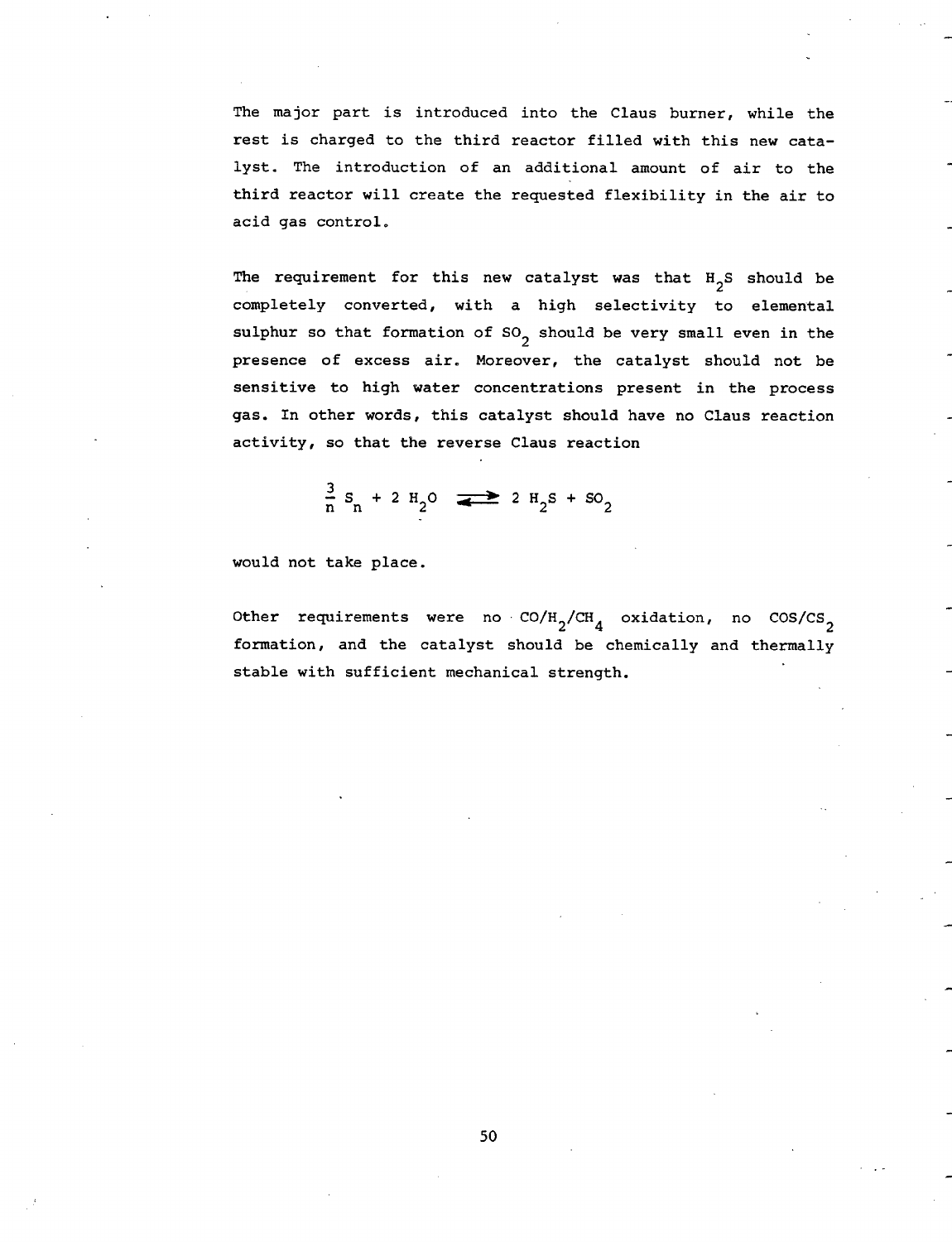The major part is introduced into the Claus burner, while the rest is charged to the third reactor filled with this new catalyst. The introduction of an additional amount of air to the third reactor will create the requested flexibility in the air to acid gas control.

The requirement for this new catalyst was that $H_2S$ should be completely converted, with a high selectivity to elemental sulphur so that formation of $SO_2$ should be very small even in the presence of excess air. Moreover, the catalyst should not be sensitive to high water concentrations present in the process gas. In other words, this catalyst should have no Claus reaction activity, so that the reverse Claus reaction

$$\frac{3}{n} S_n + 2 H_2O \rightleftharpoons 2 H_2S + SO_2$$

would not take place.

Other requirements were no $CO/H_2/CH_4$ oxidation, no $COS/CS_2$ formation, and the catalyst should be chemically and thermally stable with sufficient mechanical strength.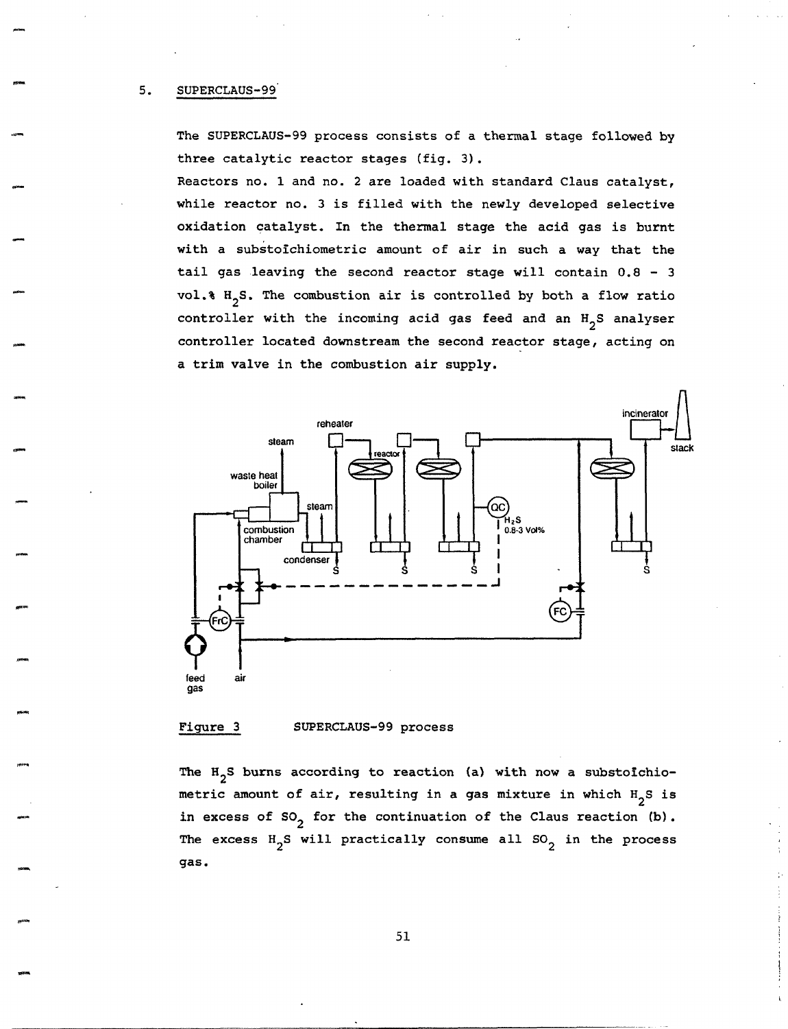## 5. SUPERCLAUS-99

The SUPERCLAUS-99 process consists of a thermal stage followed by three catalytic reactor stages (fig. 3).

Reactors no. 1 and no. 2 are loaded with standard Claus catalyst, while reactor no. 3 is filled with the newly developed selective oxidation catalyst. In the thermal stage the acid gas is burnt with a substoichiometric amount of air in such a way that the tail gas leaving the second reactor stage will contain 0.8 - 3 vol.% $H_2S$. The combustion air is controlled by both a flow ratio controller with the incoming acid gas feed and an $H_2S$ analyser controller located downstream the second reactor stage, acting on a trim valve in the combustion air supply.

Figure 3 SUPERCLAUS-99 process

The $H_2S$ burns according to reaction (a) with now a substoichiometric amount of air, resulting in a gas mixture in which $H_2S$ is in excess of $SO_2$ for the continuation of the Claus reaction (b). The excess $H_2S$ will practically consume all $SO_2$ in the process gas.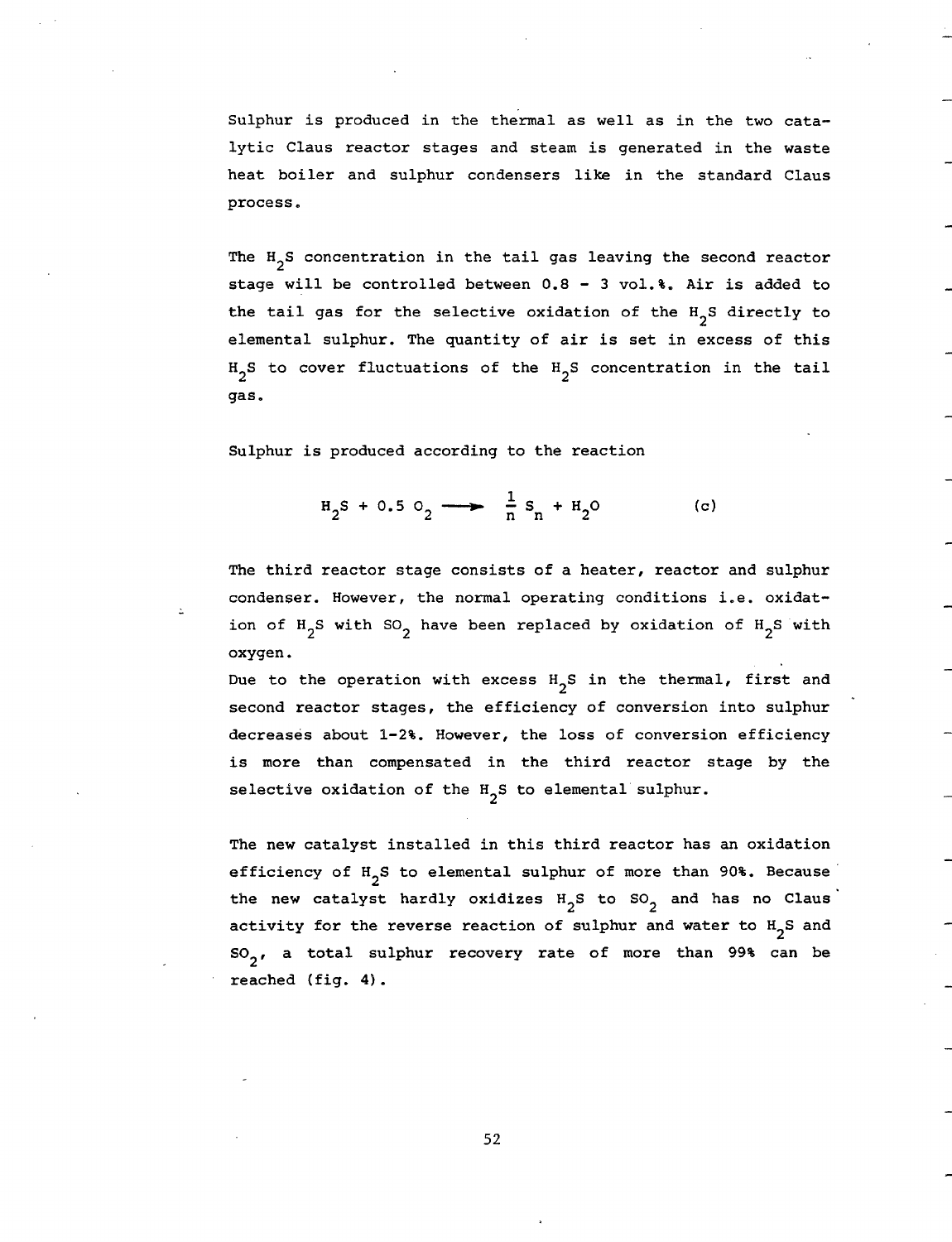Sulphur is produced in the thermal as well as in the two catalytic Claus reactor stages and steam is generated in the waste heat boiler and sulphur condensers like in the standard Claus process.

The $H_2S$ concentration in the tail gas leaving the second reactor stage will be controlled between 0.8 - 3 vol.%. Air is added to the tail gas for the selective oxidation of the $H_2S$ directly to elemental sulphur. The quantity of air is set in excess of this $H_2S$ to cover fluctuations of the $H_2S$ concentration in the tail gas.

Sulphur is produced according to the reaction

$$H_2S + 0.5\ O_2 \longrightarrow \frac{1}{n} S_n + H_2O \qquad \text{(c)}$$

The third reactor stage consists of a heater, reactor and sulphur condenser. However, the normal operating conditions i.e. oxidation of $H_2S$ with $SO_2$ have been replaced by oxidation of $H_2S$ with oxygen.

Due to the operation with excess $H_2S$ in the thermal, first and second reactor stages, the efficiency of conversion into sulphur decreases about 1-2%. However, the loss of conversion efficiency is more than compensated in the third reactor stage by the selective oxidation of the $H_2S$ to elemental sulphur.

The new catalyst installed in this third reactor has an oxidation efficiency of $H_2S$ to elemental sulphur of more than 90%. Because the new catalyst hardly oxidizes $H_2S$ to $SO_2$ and has no Claus activity for the reverse reaction of sulphur and water to $H_2S$ and $SO_2$, a total sulphur recovery rate of more than 99% can be reached (fig. 4).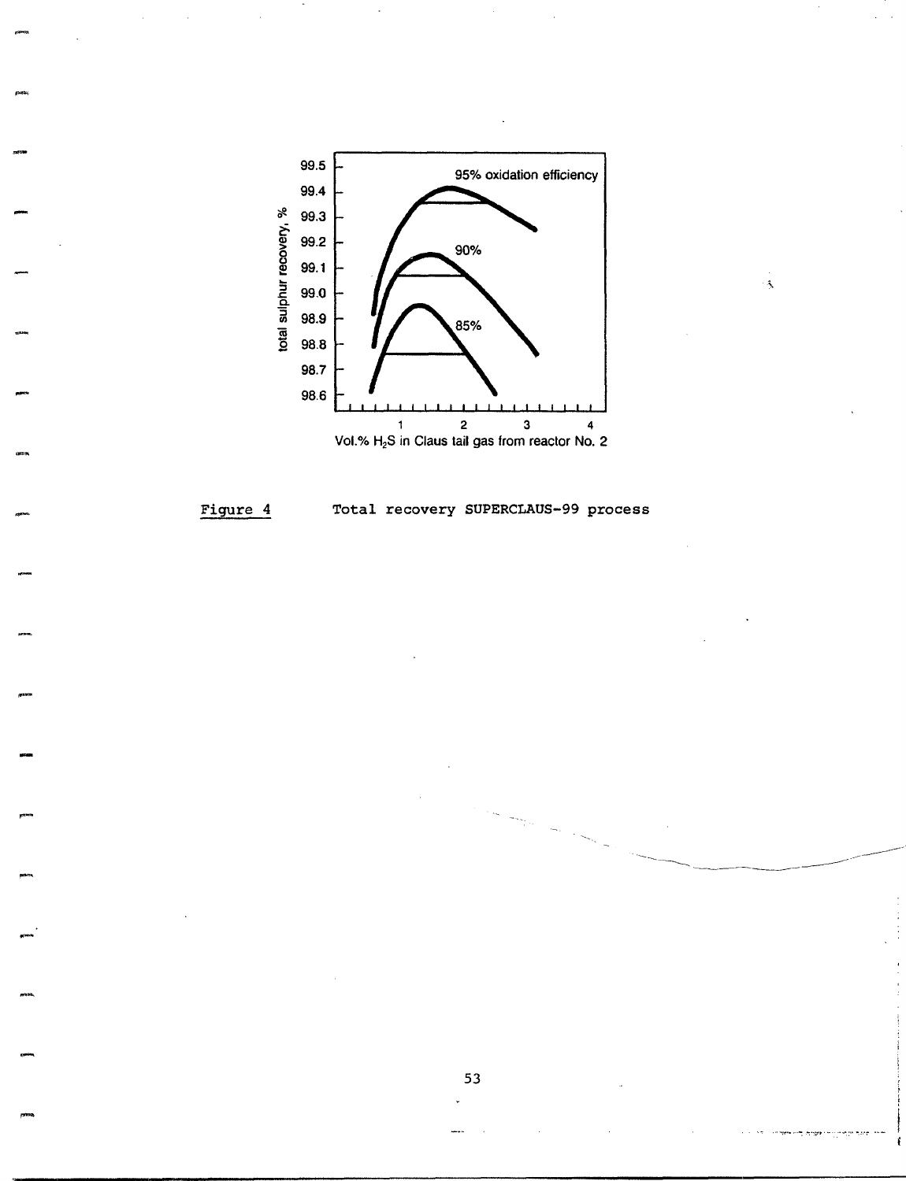Figure 4 Total recovery SUPERCLAUS-99 process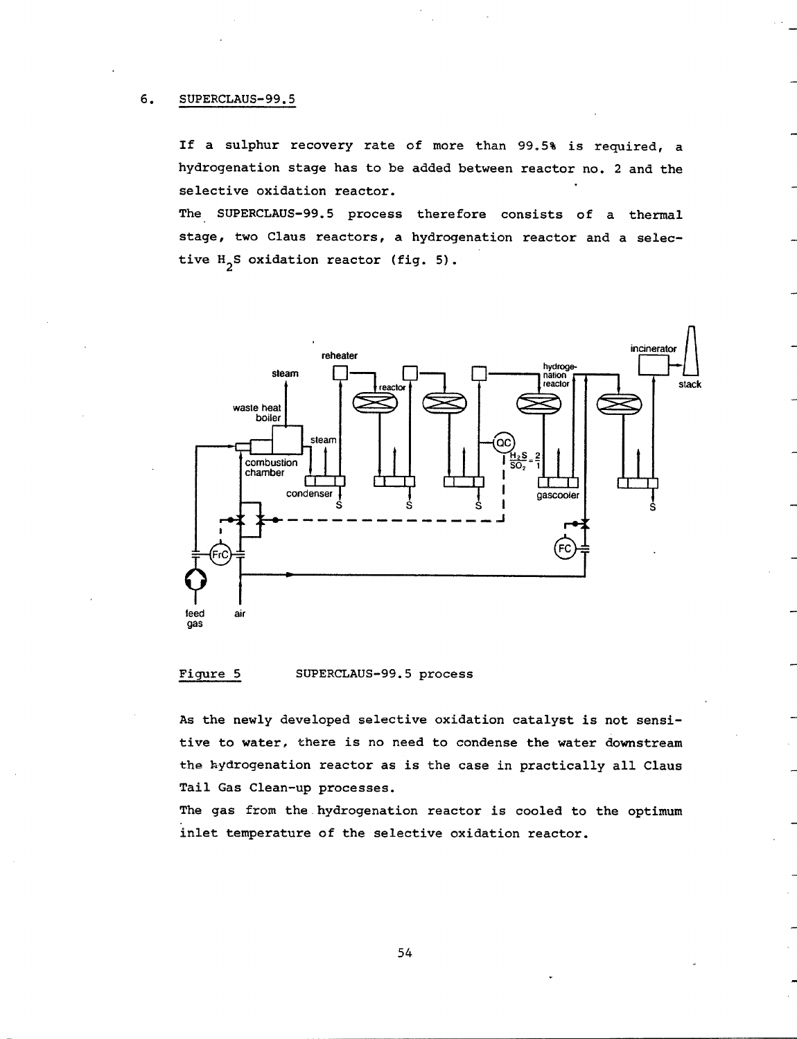## 6. SUPERCLAUS-99.5

If a sulphur recovery rate of more than 99.5% is required, a hydrogenation stage has to be added between reactor no. 2 and the selective oxidation reactor.

The SUPERCLAUS-99.5 process therefore consists of a thermal stage, two Claus reactors, a hydrogenation reactor and a selective $H_2S$ oxidation reactor (fig. 5).

Figure 5 SUPERCLAUS-99.5 process

As the newly developed selective oxidation catalyst is not sensitive to water, there is no need to condense the water downstream the hydrogenation reactor as is the case in practically all Claus Tail Gas Clean-up processes.

The gas from the hydrogenation reactor is cooled to the optimum inlet temperature of the selective oxidation reactor.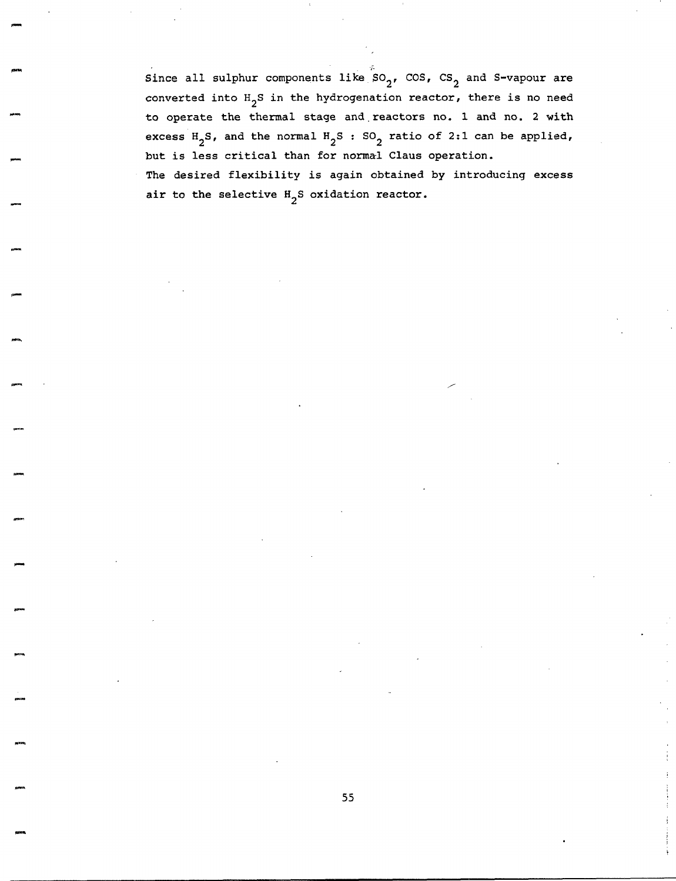Since all sulphur components like $SO_2$, COS, $CS_2$ and S-vapour are converted into $H_2S$ in the hydrogenation reactor, there is no need to operate the thermal stage and reactors no. 1 and no. 2 with excess $H_2S$, and the normal $H_2S$ : $SO_2$ ratio of 2:1 can be applied, but is less critical than for normal Claus operation.

The desired flexibility is again obtained by introducing excess air to the selective $H_2S$ oxidation reactor.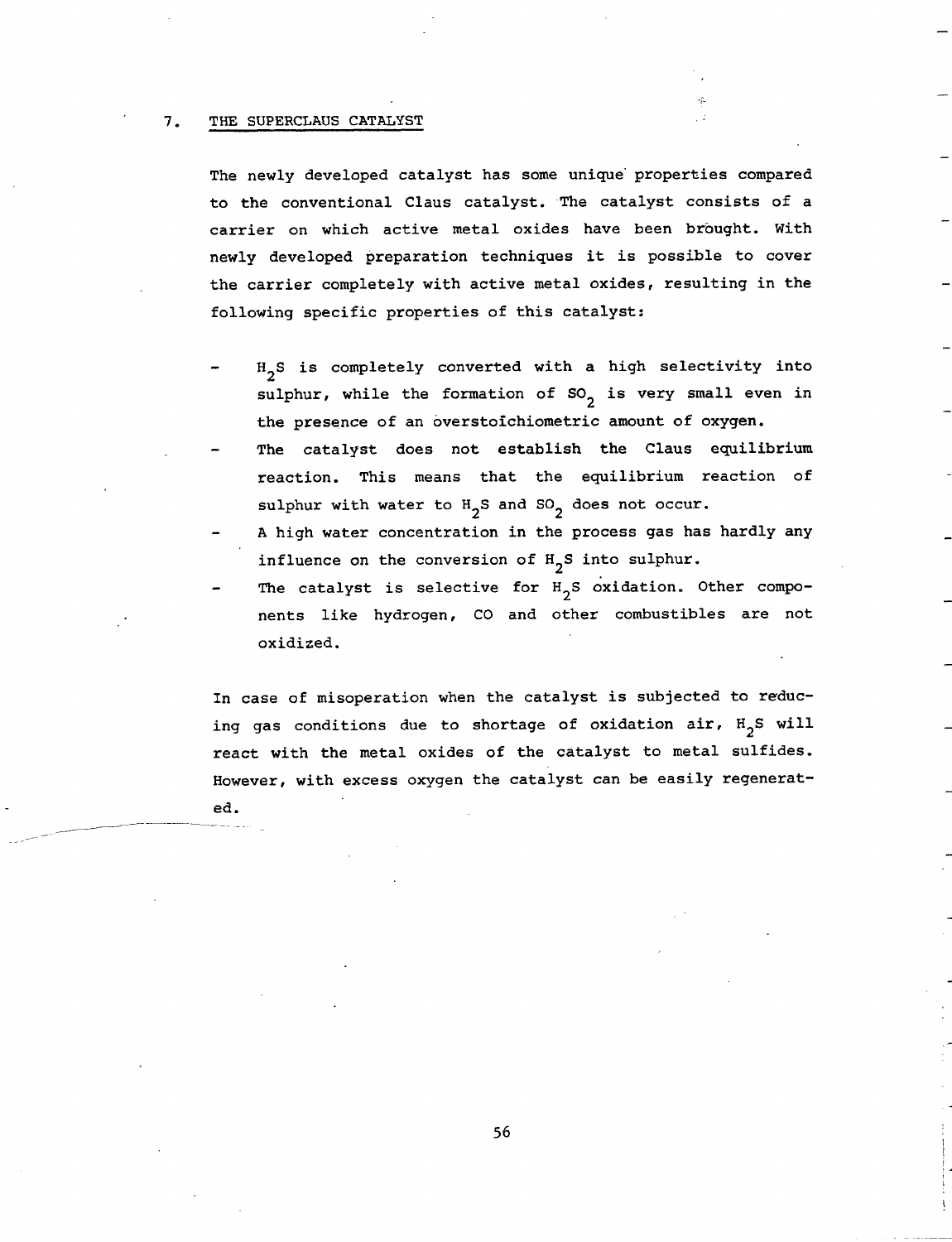## 7. THE SUPERCLAUS CATALYST

The newly developed catalyst has some unique properties compared to the conventional Claus catalyst. The catalyst consists of a carrier on which active metal oxides have been brought. With newly developed preparation techniques it is possible to cover the carrier completely with active metal oxides, resulting in the following specific properties of this catalyst:

- $H_2S$ is completely converted with a high selectivity into sulphur, while the formation of $SO_2$ is very small even in the presence of an overstoichiometric amount of oxygen.
- The catalyst does not establish the Claus equilibrium reaction. This means that the equilibrium reaction of sulphur with water to $H_2S$ and $SO_2$ does not occur.
- A high water concentration in the process gas has hardly any influence on the conversion of $H_2S$ into sulphur.
- The catalyst is selective for $H_2S$ oxidation. Other components like hydrogen, CO and other combustibles are not oxidized.

In case of misoperation when the catalyst is subjected to reducing gas conditions due to shortage of oxidation air, $H_2S$ will react with the metal oxides of the catalyst to metal sulfides. However, with excess oxygen the catalyst can be easily regenerated.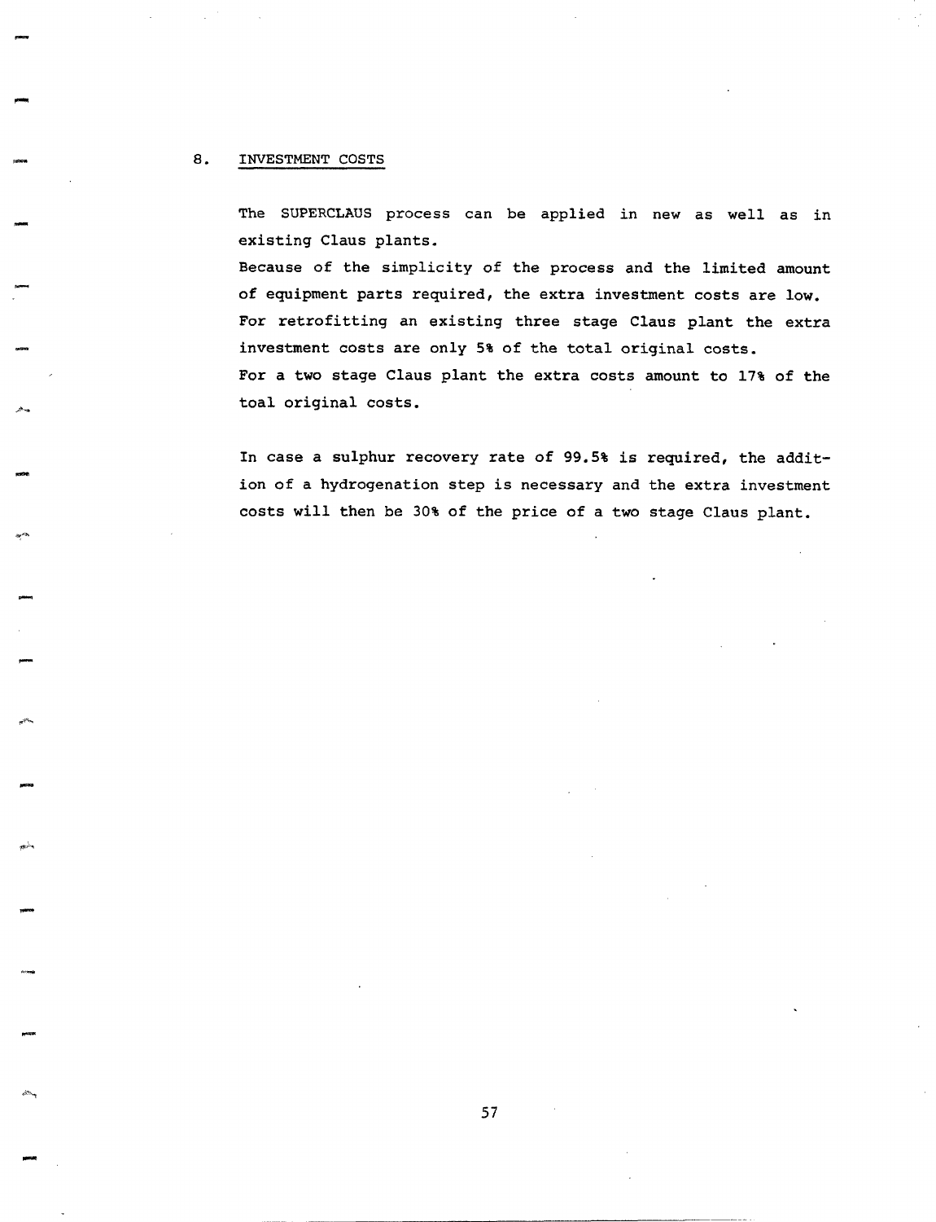## 8. INVESTMENT COSTS

The SUPERCLAUS process can be applied in new as well as in existing Claus plants.
Because of the simplicity of the process and the limited amount of equipment parts required, the extra investment costs are low.
For retrofitting an existing three stage Claus plant the extra investment costs are only 5% of the total original costs.
For a two stage Claus plant the extra costs amount to 17% of the toal original costs.

In case a sulphur recovery rate of 99.5% is required, the addition of a hydrogenation step is necessary and the extra investment costs will then be 30% of the price of a two stage Claus plant.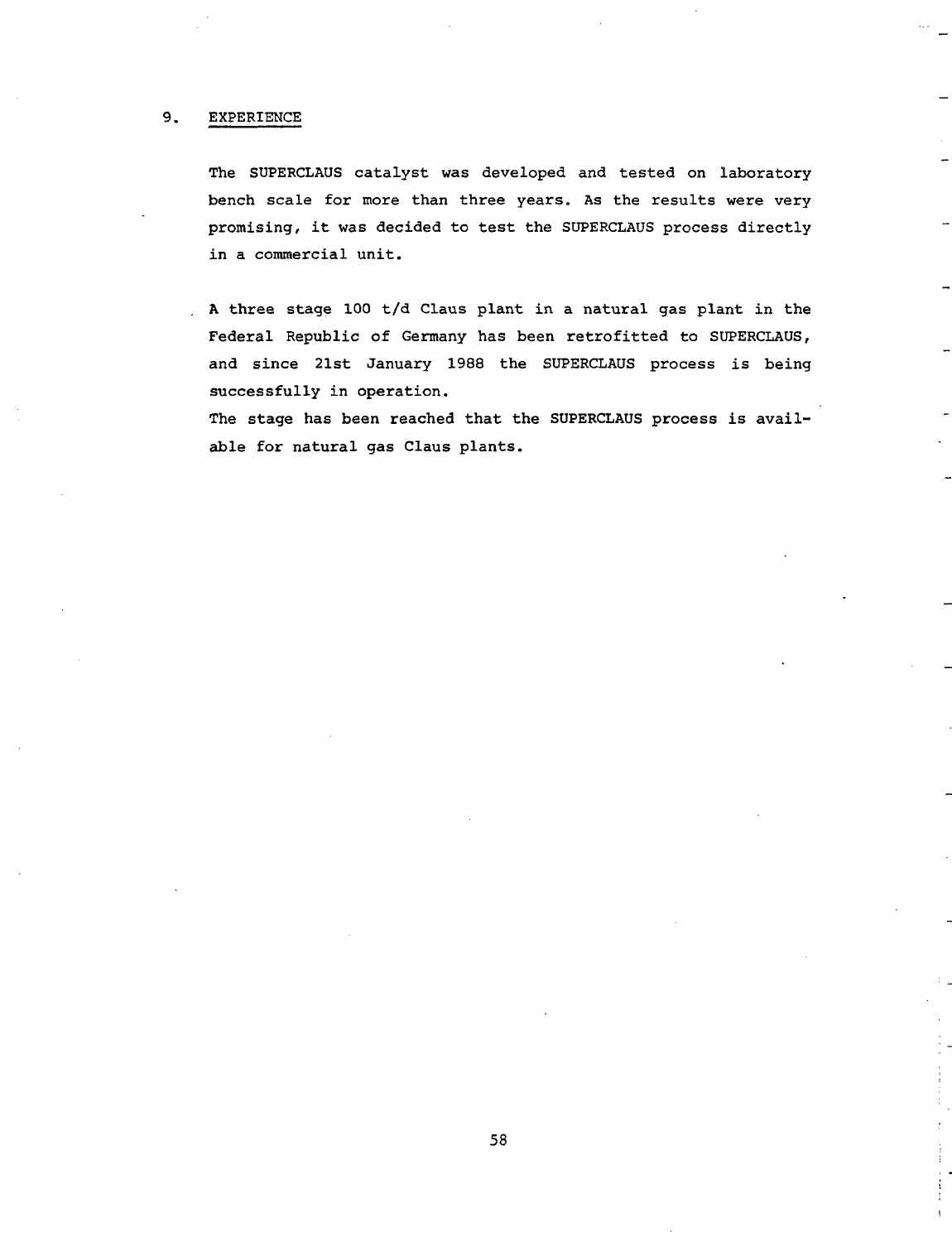## 9. EXPERIENCE

The SUPERCLAUS catalyst was developed and tested on laboratory bench scale for more than three years. As the results were very promising, it was decided to test the SUPERCLAUS process directly in a commercial unit.

A three stage 100 t/d Claus plant in a natural gas plant in the Federal Republic of Germany has been retrofitted to SUPERCLAUS, and since 21st January 1988 the SUPERCLAUS process is being successfully in operation.
The stage has been reached that the SUPERCLAUS process is available for natural gas Claus plants.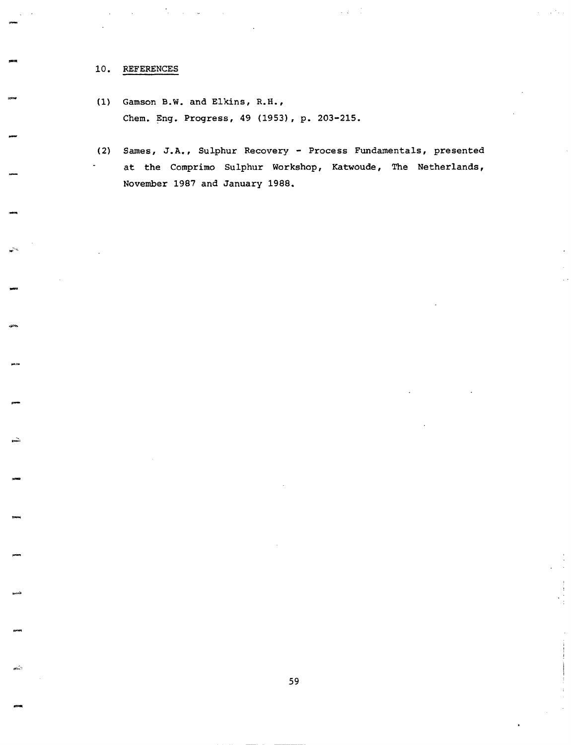## 10. REFERENCES

(1) Gamson B.W. and Elkins, R.H., Chem. Eng. Progress, 49 (1953), p. 203-215.

(2) Sames, J.A., Sulphur Recovery - Process Fundamentals, presented at the Comprimo Sulphur Workshop, Katwoude, The Netherlands, November 1987 and January 1988.